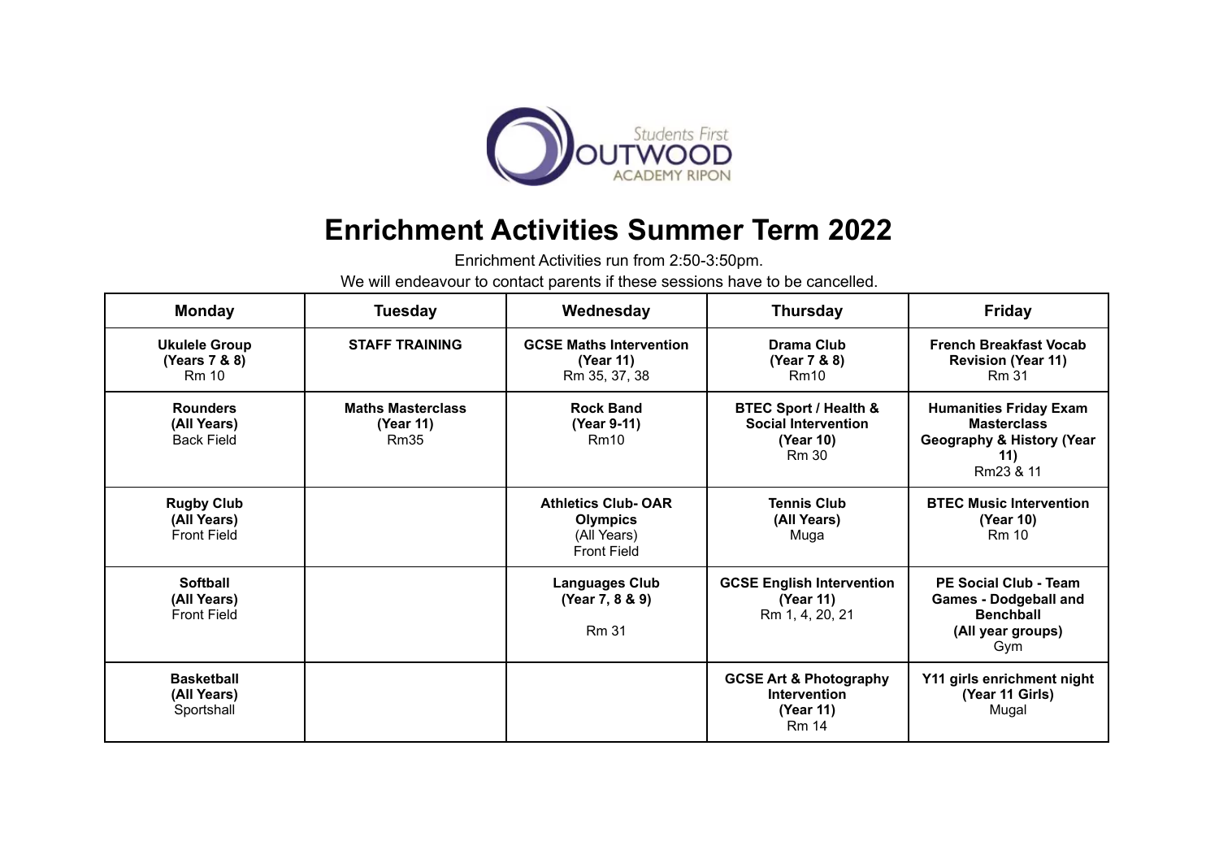Students First
OUTWOOD
ACADEMY RIPON

# Enrichment Activities Summer Term 2022

Enrichment Activities run from 2:50-3:50pm.

We will endeavour to contact parents if these sessions have to be cancelled.

| Monday | Tuesday | Wednesday | Thursday | Friday |
|---|---|---|---|---|
| **Ukulele Group (Years 7 & 8)** Rm 10 | **STAFF TRAINING** | **GCSE Maths Intervention (Year 11)** Rm 35, 37, 38 | **Drama Club (Year 7 & 8)** Rm10 | **French Breakfast Vocab Revision (Year 11)** Rm 31 |
| **Rounders (All Years)** Back Field | **Maths Masterclass (Year 11)** Rm35 | **Rock Band (Year 9-11)** Rm10 | **BTEC Sport / Health & Social Intervention (Year 10)** Rm 30 | **Humanities Friday Exam Masterclass Geography & History (Year 11)** Rm23 & 11 |
| **Rugby Club (All Years)** Front Field | | **Athletics Club- OAR Olympics** (All Years) Front Field | **Tennis Club (All Years)** Muga | **BTEC Music Intervention (Year 10)** Rm 10 |
| **Softball (All Years)** Front Field | | **Languages Club (Year 7, 8 & 9)** Rm 31 | **GCSE English Intervention (Year 11)** Rm 1, 4, 20, 21 | **PE Social Club - Team Games - Dodgeball and Benchball (All year groups)** Gym |
| **Basketball (All Years)** Sportshall | | | **GCSE Art & Photography Intervention (Year 11)** Rm 14 | **Y11 girls enrichment night (Year 11 Girls)** Mugal |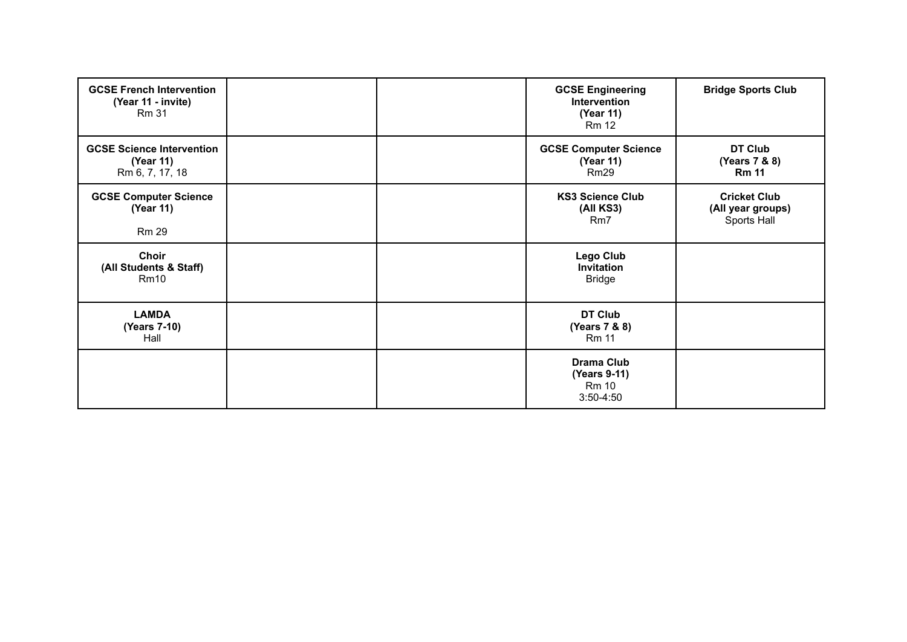| | | | | |
|---|---|---|---|---|
| **GCSE French Intervention (Year 11 - invite)** Rm 31 | | | **GCSE Engineering Intervention (Year 11)** Rm 12 | **Bridge Sports Club** |
| **GCSE Science Intervention (Year 11)** Rm 6, 7, 17, 18 | | | **GCSE Computer Science (Year 11)** Rm29 | **DT Club (Years 7 & 8) Rm 11** |
| **GCSE Computer Science (Year 11)** Rm 29 | | | **KS3 Science Club (All KS3)** Rm7 | **Cricket Club (All year groups)** Sports Hall |
| **Choir (All Students & Staff)** Rm10 | | | **Lego Club Invitation** Bridge | |
| **LAMDA (Years 7-10)** Hall | | | **DT Club (Years 7 & 8)** Rm 11 | |
| | | | **Drama Club (Years 9-11)** Rm 10 3:50-4:50 | |